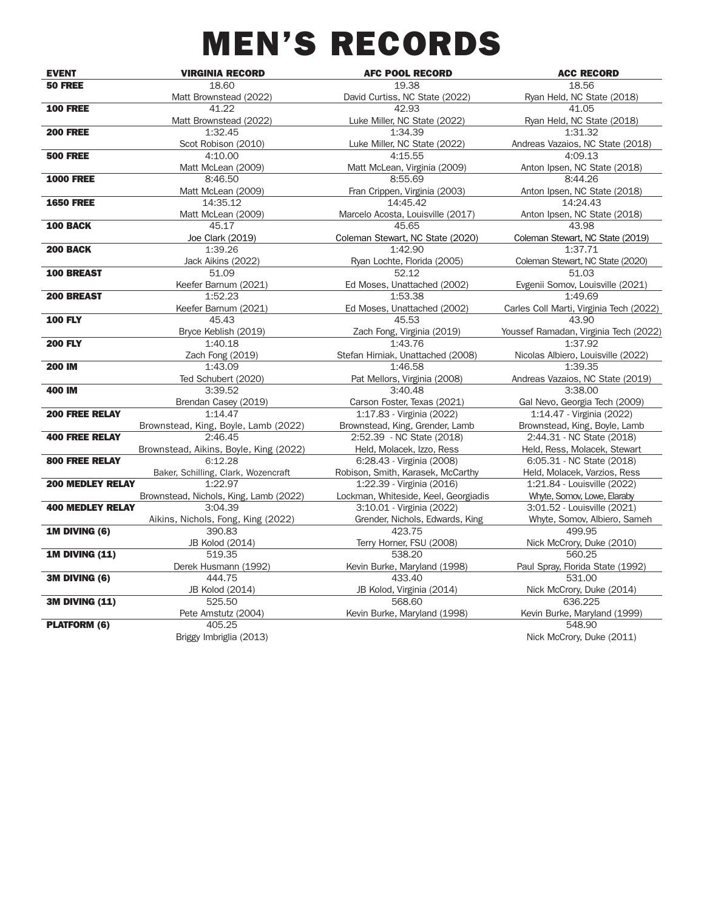# MEN'S RECORDS

| EVENT | VIRGINIA RECORD | AFC POOL RECORD | ACC RECORD |
|---|---|---|---|
| **50 FREE** | 18.60<br>Matt Brownstead (2022) | 19.38<br>David Curtiss, NC State (2022) | 18.56<br>Ryan Held, NC State (2018) |
| **100 FREE** | 41.22<br>Matt Brownstead (2022) | 42.93<br>Luke Miller, NC State (2022) | 41.05<br>Ryan Held, NC State (2018) |
| **200 FREE** | 1:32.45<br>Scot Robison (2010) | 1:34.39<br>Luke Miller, NC State (2022) | 1:31.32<br>Andreas Vazaios, NC State (2018) |
| **500 FREE** | 4:10.00<br>Matt McLean (2009) | 4:15.55<br>Matt McLean, Virginia (2009) | 4:09.13<br>Anton Ipsen, NC State (2018) |
| **1000 FREE** | 8:46.50<br>Matt McLean (2009) | 8:55.69<br>Fran Crippen, Virginia (2003) | 8:44.26<br>Anton Ipsen, NC State (2018) |
| **1650 FREE** | 14:35.12<br>Matt McLean (2009) | 14:45.42<br>Marcelo Acosta, Louisville (2017) | 14:24.43<br>Anton Ipsen, NC State (2018) |
| **100 BACK** | 45.17<br>Joe Clark (2019) | 45.65<br>Coleman Stewart, NC State (2020) | 43.98<br>Coleman Stewart, NC State (2019) |
| **200 BACK** | 1:39.26<br>Jack Aikins (2022) | 1:42.90<br>Ryan Lochte, Florida (2005) | 1:37.71<br>Coleman Stewart, NC State (2020) |
| **100 BREAST** | 51.09<br>Keefer Barnum (2021) | 52.12<br>Ed Moses, Unattached (2002) | 51.03<br>Evgenii Somov, Louisville (2021) |
| **200 BREAST** | 1:52.23<br>Keefer Barnum (2021) | 1:53.38<br>Ed Moses, Unattached (2002) | 1:49.69<br>Carles Coll Marti, Virginia Tech (2022) |
| **100 FLY** | 45.43<br>Bryce Keblish (2019) | 45.53<br>Zach Fong, Virginia (2019) | 43.90<br>Youssef Ramadan, Virginia Tech (2022) |
| **200 FLY** | 1:40.18<br>Zach Fong (2019) | 1:43.76<br>Stefan Hirniak, Unattached (2008) | 1:37.92<br>Nicolas Albiero, Louisville (2022) |
| **200 IM** | 1:43.09<br>Ted Schubert (2020) | 1:46.58<br>Pat Mellors, Virginia (2008) | 1:39.35<br>Andreas Vazaios, NC State (2019) |
| **400 IM** | 3:39.52<br>Brendan Casey (2019) | 3:40.48<br>Carson Foster, Texas (2021) | 3:38.00<br>Gal Nevo, Georgia Tech (2009) |
| **200 FREE RELAY** | 1:14.47<br>Brownstead, King, Boyle, Lamb (2022) | 1:17.83 - Virginia (2022)<br>Brownstead, King, Grender, Lamb | 1:14.47 - Virginia (2022)<br>Brownstead, King, Boyle, Lamb |
| **400 FREE RELAY** | 2:46.45<br>Brownstead, Aikins, Boyle, King (2022) | 2:52.39 - NC State (2018)<br>Held, Molacek, Izzo, Ress | 2:44.31 - NC State (2018)<br>Held, Ress, Molacek, Stewart |
| **800 FREE RELAY** | 6:12.28<br>Baker, Schilling, Clark, Wozencraft | 6:28.43 - Virginia (2008)<br>Robison, Smith, Karasek, McCarthy | 6:05.31 - NC State (2018)<br>Held, Molacek, Varzios, Ress |
| **200 MEDLEY RELAY** | 1:22.97<br>Brownstead, Nichols, King, Lamb (2022) | 1:22.39 - Virginia (2016)<br>Lockman, Whiteside, Keel, Georgiadis | 1:21.84 - Louisville (2022)<br>Whyte, Somov, Lowe, Elaraby |
| **400 MEDLEY RELAY** | 3:04.39<br>Aikins, Nichols, Fong, King (2022) | 3:10.01 - Virginia (2022)<br>Grender, Nichols, Edwards, King | 3:01.52 - Louisville (2021)<br>Whyte, Somov, Albiero, Sameh |
| **1M DIVING (6)** | 390.83<br>JB Kolod (2014) | 423.75<br>Terry Horner, FSU (2008) | 499.95<br>Nick McCrory, Duke (2010) |
| **1M DIVING (11)** | 519.35<br>Derek Husmann (1992) | 538.20<br>Kevin Burke, Maryland (1998) | 560.25<br>Paul Spray, Florida State (1992) |
| **3M DIVING (6)** | 444.75<br>JB Kolod (2014) | 433.40<br>JB Kolod, Virginia (2014) | 531.00<br>Nick McCrory, Duke (2014) |
| **3M DIVING (11)** | 525.50<br>Pete Amstutz (2004) | 568.60<br>Kevin Burke, Maryland (1998) | 636.225<br>Kevin Burke, Maryland (1999) |
| **PLATFORM (6)** | 405.25<br>Briggy Imbriglia (2013) | | 548.90<br>Nick McCrory, Duke (2011) |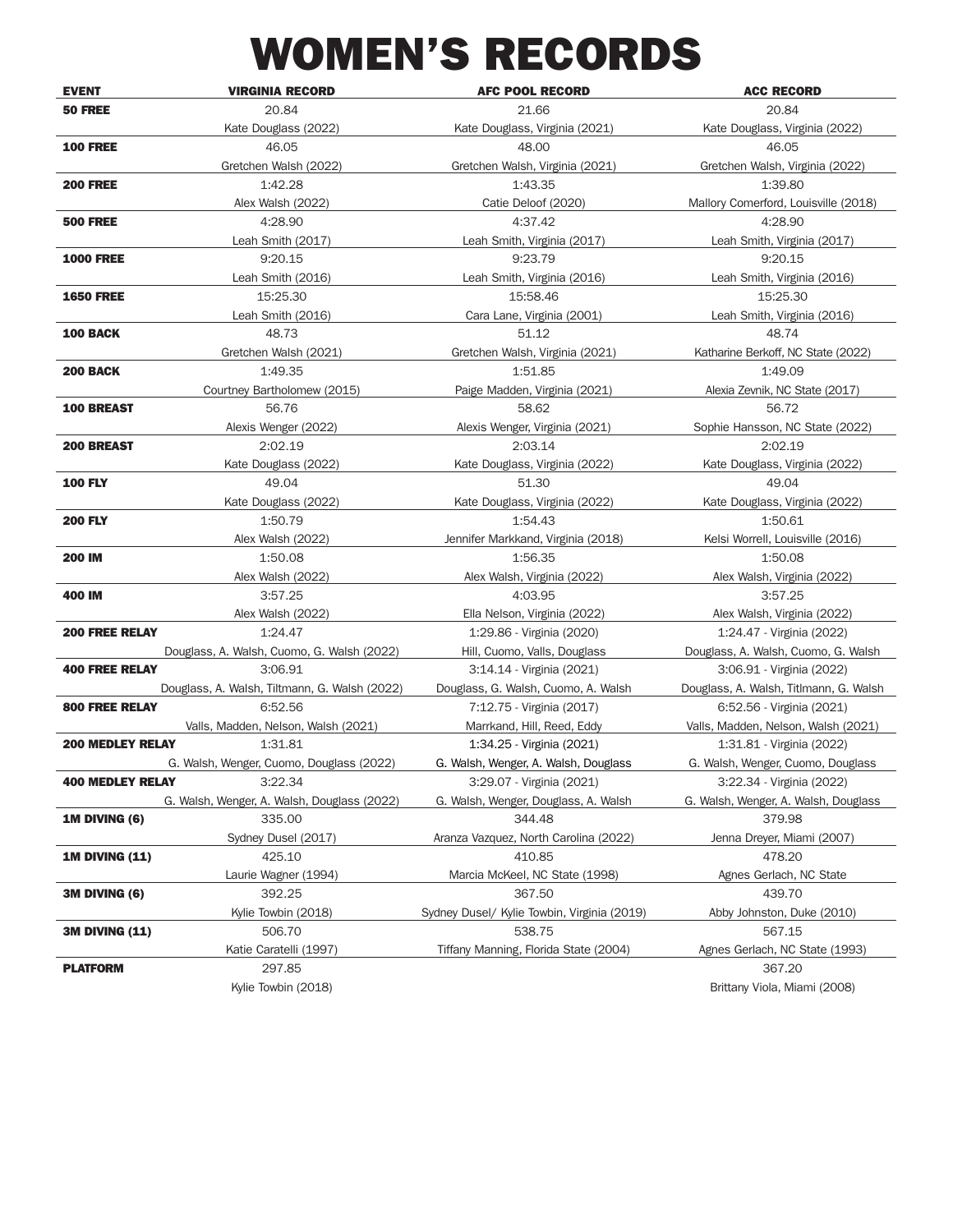# WOMEN'S RECORDS

| EVENT | VIRGINIA RECORD | AFC POOL RECORD | ACC RECORD |
| --- | --- | --- | --- |
| **50 FREE** | 20.84 | 21.66 | 20.84 |
| | Kate Douglass (2022) | Kate Douglass, Virginia (2021) | Kate Douglass, Virginia (2022) |
| **100 FREE** | 46.05 | 48.00 | 46.05 |
| | Gretchen Walsh (2022) | Gretchen Walsh, Virginia (2021) | Gretchen Walsh, Virginia (2022) |
| **200 FREE** | 1:42.28 | 1:43.35 | 1:39.80 |
| | Alex Walsh (2022) | Catie Deloof (2020) | Mallory Comerford, Louisville (2018) |
| **500 FREE** | 4:28.90 | 4:37.42 | 4:28.90 |
| | Leah Smith (2017) | Leah Smith, Virginia (2017) | Leah Smith, Virginia (2017) |
| **1000 FREE** | 9:20.15 | 9:23.79 | 9:20.15 |
| | Leah Smith (2016) | Leah Smith, Virginia (2016) | Leah Smith, Virginia (2016) |
| **1650 FREE** | 15:25.30 | 15:58.46 | 15:25.30 |
| | Leah Smith (2016) | Cara Lane, Virginia (2001) | Leah Smith, Virginia (2016) |
| **100 BACK** | 48.73 | 51.12 | 48.74 |
| | Gretchen Walsh (2021) | Gretchen Walsh, Virginia (2021) | Katharine Berkoff, NC State (2022) |
| **200 BACK** | 1:49.35 | 1:51.85 | 1:49.09 |
| | Courtney Bartholomew (2015) | Paige Madden, Virginia (2021) | Alexia Zevnik, NC State (2017) |
| **100 BREAST** | 56.76 | 58.62 | 56.72 |
| | Alexis Wenger (2022) | Alexis Wenger, Virginia (2021) | Sophie Hansson, NC State (2022) |
| **200 BREAST** | 2:02.19 | 2:03.14 | 2:02.19 |
| | Kate Douglass (2022) | Kate Douglass, Virginia (2022) | Kate Douglass, Virginia (2022) |
| **100 FLY** | 49.04 | 51.30 | 49.04 |
| | Kate Douglass (2022) | Kate Douglass, Virginia (2022) | Kate Douglass, Virginia (2022) |
| **200 FLY** | 1:50.79 | 1:54.43 | 1:50.61 |
| | Alex Walsh (2022) | Jennifer Markkand, Virginia (2018) | Kelsi Worrell, Louisville (2016) |
| **200 IM** | 1:50.08 | 1:56.35 | 1:50.08 |
| | Alex Walsh (2022) | Alex Walsh, Virginia (2022) | Alex Walsh, Virginia (2022) |
| **400 IM** | 3:57.25 | 4:03.95 | 3:57.25 |
| | Alex Walsh (2022) | Ella Nelson, Virginia (2022) | Alex Walsh, Virginia (2022) |
| **200 FREE RELAY** | 1:24.47 | 1:29.86 - Virginia (2020) | 1:24.47 - Virginia (2022) |
| | Douglass, A. Walsh, Cuomo, G. Walsh (2022) | Hill, Cuomo, Valls, Douglass | Douglass, A. Walsh, Cuomo, G. Walsh |
| **400 FREE RELAY** | 3:06.91 | 3:14.14 - Virginia (2021) | 3:06.91 - Virginia (2022) |
| | Douglass, A. Walsh, Tiltmann, G. Walsh (2022) | Douglass, G. Walsh, Cuomo, A. Walsh | Douglass, A. Walsh, Tiltmann, G. Walsh |
| **800 FREE RELAY** | 6:52.56 | 7:12.75 - Virginia (2017) | 6:52.56 - Virginia (2021) |
| | Valls, Madden, Nelson, Walsh (2021) | Marrkand, Hill, Reed, Eddy | Valls, Madden, Nelson, Walsh (2021) |
| **200 MEDLEY RELAY** | 1:31.81 | 1:34.25 - Virginia (2021) | 1:31.81 - Virginia (2022) |
| | G. Walsh, Wenger, Cuomo, Douglass (2022) | G. Walsh, Wenger, A. Walsh, Douglass | G. Walsh, Wenger, Cuomo, Douglass |
| **400 MEDLEY RELAY** | 3:22.34 | 3:29.07 - Virginia (2021) | 3:22.34 - Virginia (2022) |
| | G. Walsh, Wenger, A. Walsh, Douglass (2022) | G. Walsh, Wenger, Douglass, A. Walsh | G. Walsh, Wenger, A. Walsh, Douglass |
| **1M DIVING (6)** | 335.00 | 344.48 | 379.98 |
| | Sydney Dusel (2017) | Aranza Vazquez, North Carolina (2022) | Jenna Dreyer, Miami (2007) |
| **1M DIVING (11)** | 425.10 | 410.85 | 478.20 |
| | Laurie Wagner (1994) | Marcia McKeel, NC State (1998) | Agnes Gerlach, NC State |
| **3M DIVING (6)** | 392.25 | 367.50 | 439.70 |
| | Kylie Towbin (2018) | Sydney Dusel/ Kylie Towbin, Virginia (2019) | Abby Johnston, Duke (2010) |
| **3M DIVING (11)** | 506.70 | 538.75 | 567.15 |
| | Katie Caratelli (1997) | Tiffany Manning, Florida State (2004) | Agnes Gerlach, NC State (1993) |
| **PLATFORM** | 297.85 | | 367.20 |
| | Kylie Towbin (2018) | | Brittany Viola, Miami (2008) |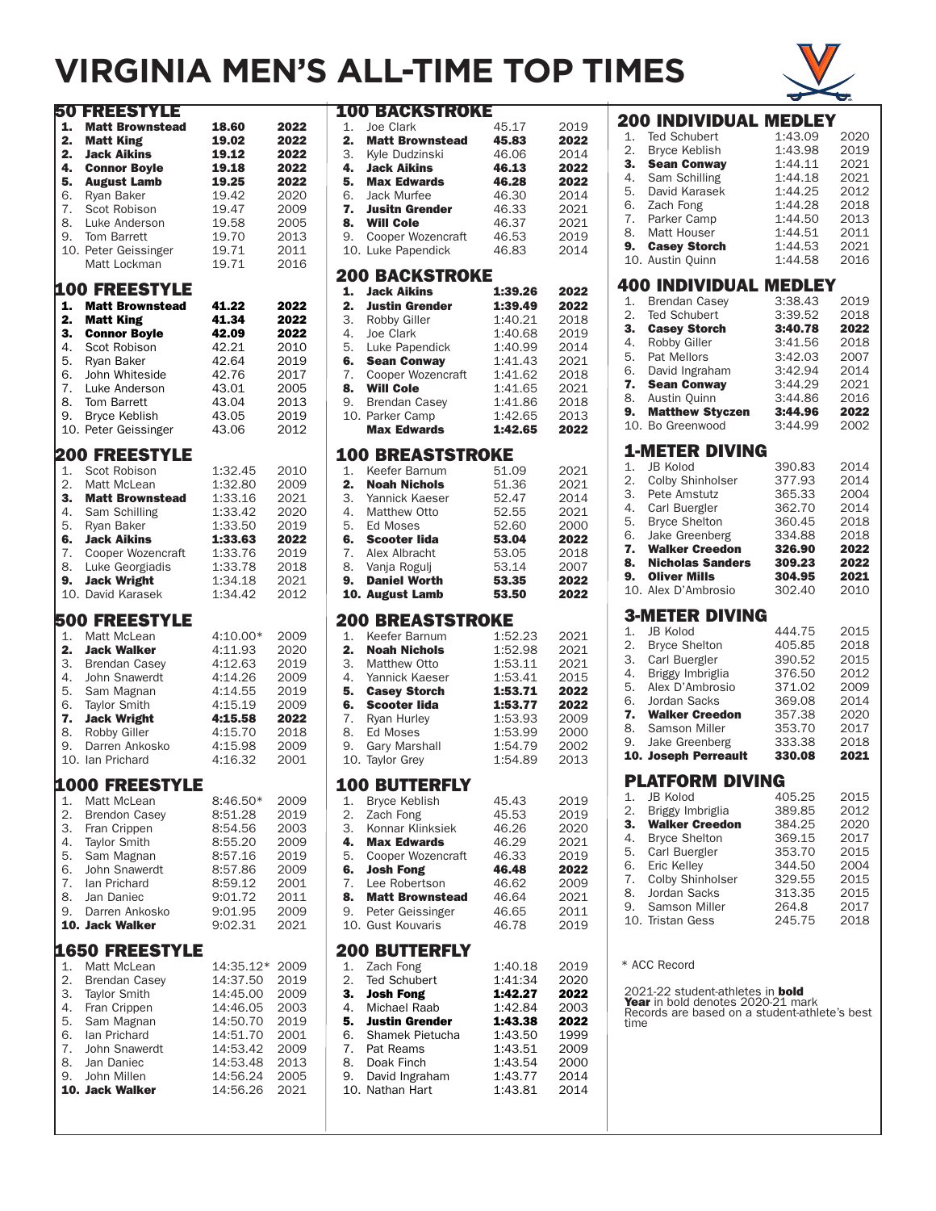# VIRGINIA MEN'S ALL-TIME TOP TIMES

## 50 FREESTYLE

| Rank | Name | Time | Year |
|---|---|---|---|
| **1.** | **Matt Brownstead** | **18.60** | **2022** |
| **2.** | **Matt King** | **19.02** | **2022** |
| **2.** | **Jack Aikins** | **19.12** | **2022** |
| **4.** | **Connor Boyle** | **19.18** | **2022** |
| **5.** | **August Lamb** | **19.25** | **2022** |
| 6. | Ryan Baker | 19.42 | 2020 |
| 7. | Scot Robison | 19.47 | 2009 |
| 8. | Luke Anderson | 19.58 | 2005 |
| 9. | Tom Barrett | 19.70 | 2013 |
| 10. | Peter Geissinger | 19.71 | 2011 |
| | Matt Lockman | 19.71 | 2016 |

## 100 FREESTYLE

| Rank | Name | Time | Year |
|---|---|---|---|
| **1.** | **Matt Brownstead** | **41.22** | **2022** |
| **2.** | **Matt King** | **41.34** | **2022** |
| **3.** | **Connor Boyle** | **42.09** | **2022** |
| 4. | Scot Robison | 42.21 | 2010 |
| 5. | Ryan Baker | 42.64 | 2019 |
| 6. | John Whiteside | 42.76 | 2017 |
| 7. | Luke Anderson | 43.01 | 2005 |
| 8. | Tom Barrett | 43.04 | 2013 |
| 9. | Bryce Keblish | 43.05 | 2019 |
| 10. | Peter Geissinger | 43.06 | 2012 |

## 200 FREESTYLE

| Rank | Name | Time | Year |
|---|---|---|---|
| 1. | Scot Robison | 1:32.45 | 2010 |
| 2. | Matt McLean | 1:32.80 | 2009 |
| **3.** | **Matt Brownstead** | 1:33.16 | 2021 |
| 4. | Sam Schilling | 1:33.42 | 2020 |
| 5. | Ryan Baker | 1:33.50 | 2019 |
| **6.** | **Jack Aikins** | **1:33.63** | **2022** |
| 7. | Cooper Wozencraft | 1:33.76 | 2019 |
| 8. | Luke Georgiadis | 1:33.78 | 2018 |
| **9.** | **Jack Wright** | 1:34.18 | 2021 |
| 10. | David Karasek | 1:34.42 | 2012 |

## 500 FREESTYLE

| Rank | Name | Time | Year |
|---|---|---|---|
| 1. | Matt McLean | 4:10.00* | 2009 |
| **2.** | **Jack Walker** | 4:11.93 | 2020 |
| 3. | Brendan Casey | 4:12.63 | 2019 |
| 4. | John Snawerdt | 4:14.26 | 2009 |
| 5. | Sam Magnan | 4:14.55 | 2019 |
| 6. | Taylor Smith | 4:15.19 | 2009 |
| **7.** | **Jack Wright** | **4:15.58** | **2022** |
| 8. | Robby Giller | 4:15.70 | 2018 |
| 9. | Darren Ankosko | 4:15.98 | 2009 |
| 10. | Ian Prichard | 4:16.32 | 2001 |

## 1000 FREESTYLE

| Rank | Name | Time | Year |
|---|---|---|---|
| 1. | Matt McLean | 8:46.50* | 2009 |
| 2. | Brendon Casey | 8:51.28 | 2019 |
| 3. | Fran Crippen | 8:54.56 | 2003 |
| 4. | Taylor Smith | 8:55.20 | 2009 |
| 5. | Sam Magnan | 8:57.16 | 2019 |
| 6. | John Snawerdt | 8:57.86 | 2009 |
| 7. | Ian Prichard | 8:59.12 | 2001 |
| 8. | Jan Daniec | 9:01.72 | 2011 |
| 9. | Darren Ankosko | 9:01.95 | 2009 |
| **10.** | **Jack Walker** | 9:02.31 | 2021 |

## 1650 FREESTYLE

| Rank | Name | Time | Year |
|---|---|---|---|
| 1. | Matt McLean | 14:35.12* | 2009 |
| 2. | Brendan Casey | 14:37.50 | 2019 |
| 3. | Taylor Smith | 14:45.00 | 2009 |
| 4. | Fran Crippen | 14:46.05 | 2003 |
| 5. | Sam Magnan | 14:50.70 | 2019 |
| 6. | Ian Prichard | 14:51.70 | 2001 |
| 7. | John Snawerdt | 14:53.42 | 2009 |
| 8. | Jan Daniec | 14:53.48 | 2013 |
| 9. | John Millen | 14:56.24 | 2005 |
| **10.** | **Jack Walker** | 14:56.26 | 2021 |

## 100 BACKSTROKE

| Rank | Name | Time | Year |
|---|---|---|---|
| 1. | Joe Clark | 45.17 | 2019 |
| **2.** | **Matt Brownstead** | **45.83** | **2022** |
| 3. | Kyle Dudzinski | 46.06 | 2014 |
| **4.** | **Jack Aikins** | **46.13** | **2022** |
| **5.** | **Max Edwards** | **46.28** | **2022** |
| 6. | Jack Murfee | 46.30 | 2014 |
| **7.** | **Jusitn Grender** | 46.33 | 2021 |
| **8.** | **Will Cole** | 46.37 | 2021 |
| 9. | Cooper Wozencraft | 46.53 | 2019 |
| 10. | Luke Papendick | 46.83 | 2014 |

## 200 BACKSTROKE

| Rank | Name | Time | Year |
|---|---|---|---|
| **1.** | **Jack Aikins** | **1:39.26** | **2022** |
| **2.** | **Justin Grender** | **1:39.49** | **2022** |
| 3. | Robby Giller | 1:40.21 | 2018 |
| 4. | Joe Clark | 1:40.68 | 2019 |
| 5. | Luke Papendick | 1:40.99 | 2014 |
| **6.** | **Sean Conway** | 1:41.43 | 2021 |
| 7. | Cooper Wozencraft | 1:41.62 | 2018 |
| **8.** | **Will Cole** | 1:41.65 | 2021 |
| 9. | Brendan Casey | 1:41.86 | 2018 |
| 10. | Parker Camp | 1:42.65 | 2013 |
| | **Max Edwards** | **1:42.65** | **2022** |

## 100 BREASTSTROKE

| Rank | Name | Time | Year |
|---|---|---|---|
| 1. | Keefer Barnum | 51.09 | 2021 |
| **2.** | **Noah Nichols** | 51.36 | 2021 |
| 3. | Yannick Kaeser | 52.47 | 2014 |
| 4. | Matthew Otto | 52.55 | 2021 |
| 5. | Ed Moses | 52.60 | 2000 |
| **6.** | **Scooter Iida** | **53.04** | **2022** |
| 7. | Alex Albracht | 53.05 | 2018 |
| 8. | Vanja Rogulj | 53.14 | 2007 |
| **9.** | **Daniel Worth** | **53.35** | **2022** |
| **10.** | **August Lamb** | **53.50** | **2022** |

## 200 BREASTSTROKE

| Rank | Name | Time | Year |
|---|---|---|---|
| 1. | Keefer Barnum | 1:52.23 | 2021 |
| **2.** | **Noah Nichols** | 1:52.98 | 2021 |
| 3. | Matthew Otto | 1:53.11 | 2021 |
| 4. | Yannick Kaeser | 1:53.41 | 2015 |
| **5.** | **Casey Storch** | **1:53.71** | **2022** |
| **6.** | **Scooter Iida** | **1:53.77** | **2022** |
| 7. | Ryan Hurley | 1:53.93 | 2009 |
| 8. | Ed Moses | 1:53.99 | 2000 |
| 9. | Gary Marshall | 1:54.79 | 2002 |
| 10. | Taylor Grey | 1:54.89 | 2013 |

## 100 BUTTERFLY

| Rank | Name | Time | Year |
|---|---|---|---|
| 1. | Bryce Keblish | 45.43 | 2019 |
| 2. | Zach Fong | 45.53 | 2019 |
| 3. | Konnar Klinksiek | 46.26 | 2020 |
| **4.** | **Max Edwards** | 46.29 | 2021 |
| 5. | Cooper Wozencraft | 46.33 | 2019 |
| **6.** | **Josh Fong** | **46.48** | **2022** |
| 7. | Lee Robertson | 46.62 | 2009 |
| **8.** | **Matt Brownstead** | 46.64 | 2021 |
| 9. | Peter Geissinger | 46.65 | 2011 |
| 10. | Gust Kouvaris | 46.78 | 2019 |

## 200 BUTTERFLY

| Rank | Name | Time | Year |
|---|---|---|---|
| 1. | Zach Fong | 1:40.18 | 2019 |
| 2. | Ted Schubert | 1:41.34 | 2020 |
| **3.** | **Josh Fong** | **1:42.27** | **2022** |
| 4. | Michael Raab | 1:42.84 | 2003 |
| **5.** | **Justin Grender** | **1:43.38** | **2022** |
| 6. | Shamek Pietucha | 1:43.50 | 1999 |
| 7. | Pat Reams | 1:43.51 | 2009 |
| 8. | Doak Finch | 1:43.54 | 2000 |
| 9. | David Ingraham | 1:43.77 | 2014 |
| 10. | Nathan Hart | 1:43.81 | 2014 |

## 200 INDIVIDUAL MEDLEY

| Rank | Name | Time | Year |
|---|---|---|---|
| 1. | Ted Schubert | 1:43.09 | 2020 |
| 2. | Bryce Keblish | 1:43.98 | 2019 |
| **3.** | **Sean Conway** | 1:44.11 | 2021 |
| 4. | Sam Schilling | 1:44.18 | 2021 |
| 5. | David Karasek | 1:44.25 | 2012 |
| 6. | Zach Fong | 1:44.28 | 2018 |
| 7. | Parker Camp | 1:44.50 | 2013 |
| 8. | Matt Houser | 1:44.51 | 2011 |
| **9.** | **Casey Storch** | 1:44.53 | 2021 |
| 10. | Austin Quinn | 1:44.58 | 2016 |

## 400 INDIVIDUAL MEDLEY

| Rank | Name | Time | Year |
|---|---|---|---|
| 1. | Brendan Casey | 3:38.43 | 2019 |
| 2. | Ted Schubert | 3:39.52 | 2018 |
| **3.** | **Casey Storch** | **3:40.78** | **2022** |
| 4. | Robby Giller | 3:41.56 | 2018 |
| 5. | Pat Mellors | 3:42.03 | 2007 |
| 6. | David Ingraham | 3:42.94 | 2014 |
| **7.** | **Sean Conway** | 3:44.29 | 2021 |
| 8. | Austin Quinn | 3:44.86 | 2016 |
| **9.** | **Matthew Styczen** | **3:44.96** | **2022** |
| 10. | Bo Greenwood | 3:44.99 | 2002 |

## 1-METER DIVING

| Rank | Name | Score | Year |
|---|---|---|---|
| 1. | JB Kolod | 390.83 | 2014 |
| 2. | Colby Shinholser | 377.93 | 2014 |
| 3. | Pete Amstutz | 365.33 | 2004 |
| 4. | Carl Buergler | 362.70 | 2014 |
| 5. | Bryce Shelton | 360.45 | 2018 |
| 6. | Jake Greenberg | 334.88 | 2018 |
| **7.** | **Walker Creedon** | **326.90** | **2022** |
| **8.** | **Nicholas Sanders** | **309.23** | **2022** |
| **9.** | **Oliver Mills** | **304.95** | **2021** |
| 10. | Alex D'Ambrosio | 302.40 | 2010 |

## 3-METER DIVING

| Rank | Name | Score | Year |
|---|---|---|---|
| 1. | JB Kolod | 444.75 | 2015 |
| 2. | Bryce Shelton | 405.85 | 2018 |
| 3. | Carl Buergler | 390.52 | 2015 |
| 4. | Briggy Imbriglia | 376.50 | 2012 |
| 5. | Alex D'Ambrosio | 371.02 | 2009 |
| 6. | Jordan Sacks | 369.08 | 2014 |
| **7.** | **Walker Creedon** | 357.38 | 2020 |
| 8. | Samson Miller | 353.70 | 2017 |
| 9. | Jake Greenberg | 333.38 | 2018 |
| **10.** | **Joseph Perreault** | **330.08** | **2021** |

## PLATFORM DIVING

| Rank | Name | Score | Year |
|---|---|---|---|
| 1. | JB Kolod | 405.25 | 2015 |
| 2. | Briggy Imbriglia | 389.85 | 2012 |
| **3.** | **Walker Creedon** | 384.25 | 2020 |
| 4. | Bryce Shelton | 369.15 | 2017 |
| 5. | Carl Buergler | 353.70 | 2015 |
| 6. | Eric Kelley | 344.50 | 2004 |
| 7. | Colby Shinholser | 329.55 | 2015 |
| 8. | Jordan Sacks | 313.35 | 2015 |
| 9. | Samson Miller | 264.8 | 2017 |
| 10. | Tristan Gess | 245.75 | 2018 |

\* ACC Record

2021-22 student-athletes in **bold**
**Year** in bold denotes 2020-21 mark
Records are based on a student-athlete's best time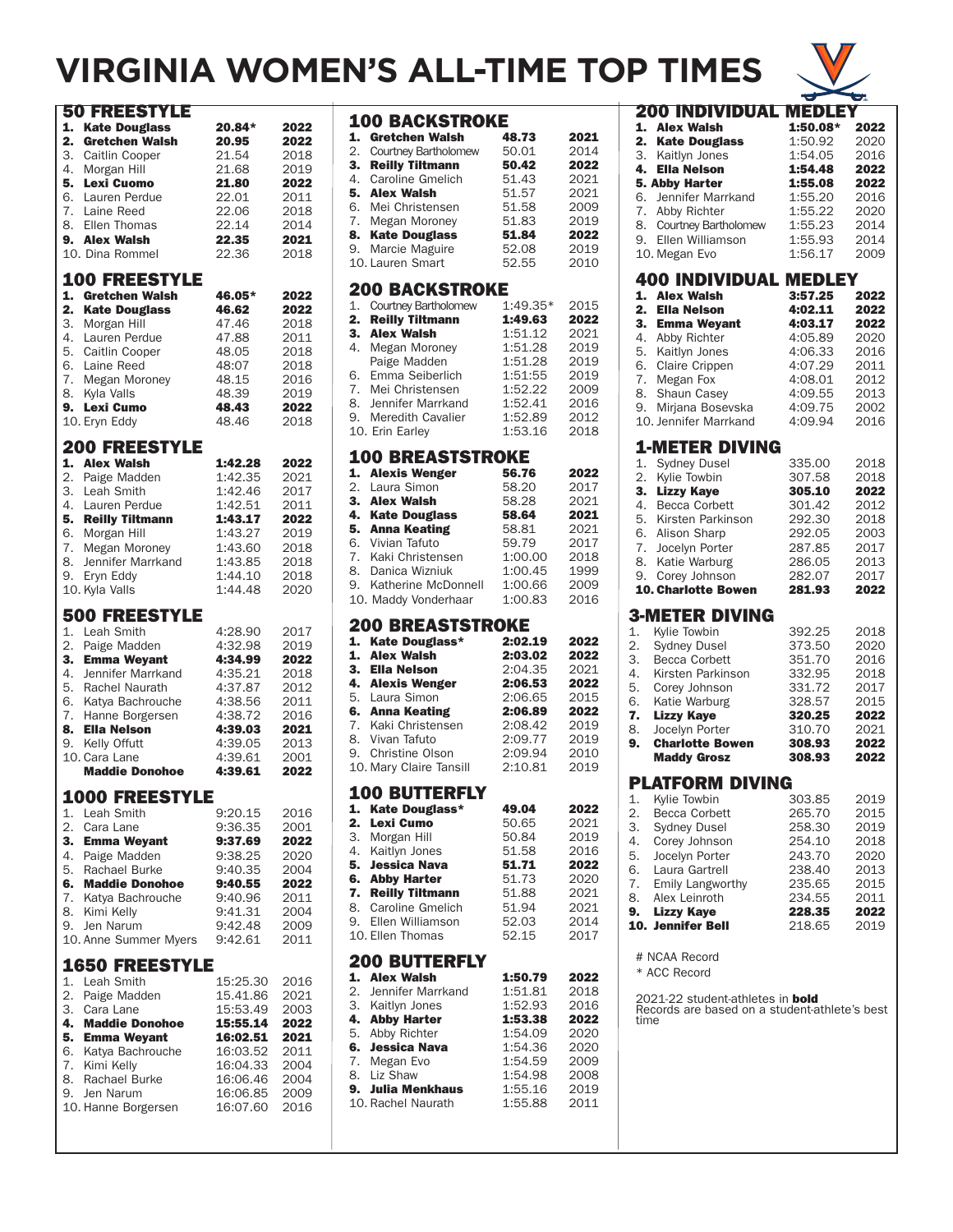# VIRGINIA WOMEN'S ALL-TIME TOP TIMES

## 50 FREESTYLE

| | Name | Time | Year |
|---|---|---|---|
| **1.** | **Kate Douglass** | **20.84*** | **2022** |
| **2.** | **Gretchen Walsh** | **20.95** | **2022** |
| 3. | Caitlin Cooper | 21.54 | 2018 |
| 4. | Morgan Hill | 21.68 | 2019 |
| **5.** | **Lexi Cuomo** | **21.80** | **2022** |
| 6. | Lauren Perdue | 22.01 | 2011 |
| 7. | Laine Reed | 22.06 | 2018 |
| 8. | Ellen Thomas | 22.14 | 2014 |
| **9.** | **Alex Walsh** | **22.35** | **2021** |
| 10. | Dina Rommel | 22.36 | 2018 |

## 100 FREESTYLE

| | Name | Time | Year |
|---|---|---|---|
| **1.** | **Gretchen Walsh** | **46.05*** | **2022** |
| **2.** | **Kate Douglass** | **46.62** | **2022** |
| 3. | Morgan Hill | 47.46 | 2018 |
| 4. | Lauren Perdue | 47.88 | 2011 |
| 5. | Caitlin Cooper | 48.05 | 2018 |
| 6. | Laine Reed | 48.07 | 2018 |
| 7. | Megan Moroney | 48.15 | 2016 |
| 8. | Kyla Valls | 48.39 | 2019 |
| **9.** | **Lexi Cumo** | **48.43** | **2022** |
| 10. | Eryn Eddy | 48.46 | 2018 |

## 200 FREESTYLE

| | Name | Time | Year |
|---|---|---|---|
| **1.** | **Alex Walsh** | **1:42.28** | **2022** |
| 2. | Paige Madden | 1:42.35 | 2021 |
| 3. | Leah Smith | 1:42.46 | 2017 |
| 4. | Lauren Perdue | 1:42.51 | 2011 |
| **5.** | **Reilly Tiltmann** | **1:43.17** | **2022** |
| 6. | Morgan Hill | 1:43.27 | 2019 |
| 7. | Megan Moroney | 1:43.60 | 2018 |
| 8. | Jennifer Marrkand | 1:43.85 | 2018 |
| 9. | Eryn Eddy | 1:44.10 | 2018 |
| 10. | Kyla Valls | 1:44.48 | 2020 |

## 500 FREESTYLE

| | Name | Time | Year |
|---|---|---|---|
| 1. | Leah Smith | 4:28.90 | 2017 |
| 2. | Paige Madden | 4:32.98 | 2019 |
| **3.** | **Emma Weyant** | **4:34.99** | **2022** |
| 4. | Jennifer Marrkand | 4:35.21 | 2018 |
| 5. | Rachel Naurath | 4:37.87 | 2012 |
| 6. | Katya Bachrouche | 4:38.56 | 2011 |
| 7. | Hanne Borgersen | 4:38.72 | 2016 |
| **8.** | **Ella Nelson** | **4:39.03** | **2021** |
| 9. | Kelly Offutt | 4:39.05 | 2013 |
| 10. | Cara Lane | 4:39.61 | 2001 |
| | **Maddie Donohoe** | **4:39.61** | **2022** |

## 1000 FREESTYLE

| | Name | Time | Year |
|---|---|---|---|
| 1. | Leah Smith | 9:20.15 | 2016 |
| 2. | Cara Lane | 9:36.35 | 2001 |
| **3.** | **Emma Weyant** | **9:37.69** | **2022** |
| 4. | Paige Madden | 9:38.25 | 2020 |
| 5. | Rachael Burke | 9:40.35 | 2004 |
| **6.** | **Maddie Donohoe** | **9:40.55** | **2022** |
| 7. | Katya Bachrouche | 9:40.96 | 2011 |
| 8. | Kimi Kelly | 9:41.31 | 2004 |
| 9. | Jen Narum | 9:42.48 | 2009 |
| 10. | Anne Summer Myers | 9:42.61 | 2011 |

## 1650 FREESTYLE

| | Name | Time | Year |
|---|---|---|---|
| 1. | Leah Smith | 15:25.30 | 2016 |
| 2. | Paige Madden | 15.41.86 | 2021 |
| 3. | Cara Lane | 15:53.49 | 2003 |
| **4.** | **Maddie Donohoe** | **15:55.14** | **2022** |
| **5.** | **Emma Weyant** | **16:02.51** | **2021** |
| 6. | Katya Bachrouche | 16:03.52 | 2011 |
| 7. | Kimi Kelly | 16:04.33 | 2004 |
| 8. | Rachael Burke | 16:06.46 | 2004 |
| 9. | Jen Narum | 16:06.85 | 2009 |
| 10. | Hanne Borgersen | 16:07.60 | 2016 |

## 100 BACKSTROKE

| | Name | Time | Year |
|---|---|---|---|
| **1.** | **Gretchen Walsh** | **48.73** | **2021** |
| 2. | Courtney Bartholomew | 50.01 | 2014 |
| **3.** | **Reilly Tiltmann** | **50.42** | **2022** |
| 4. | Caroline Gmelich | 51.43 | 2021 |
| **5.** | **Alex Walsh** | **51.57** | **2021** |
| 6. | Mei Christensen | 51.58 | 2009 |
| 7. | Megan Moroney | 51.83 | 2019 |
| **8.** | **Kate Douglass** | **51.84** | **2022** |
| 9. | Marcie Maguire | 52.08 | 2019 |
| 10. | Lauren Smart | 52.55 | 2010 |

## 200 BACKSTROKE

| | Name | Time | Year |
|---|---|---|---|
| 1. | Courtney Bartholomew | 1:49.35* | 2015 |
| **2.** | **Reilly Tiltmann** | **1:49.63** | **2022** |
| **3.** | **Alex Walsh** | **1:51.12** | **2021** |
| 4. | Megan Moroney | 1:51.28 | 2019 |
| | Paige Madden | 1:51.28 | 2019 |
| 6. | Emma Seiberlich | 1:51:55 | 2019 |
| 7. | Mei Christensen | 1:52.22 | 2009 |
| 8. | Jennifer Marrkand | 1:52.41 | 2016 |
| 9. | Meredith Cavalier | 1:52.89 | 2012 |
| 10. | Erin Earley | 1:53.16 | 2018 |

## 100 BREASTSTROKE

| | Name | Time | Year |
|---|---|---|---|
| **1.** | **Alexis Wenger** | **56.76** | **2022** |
| 2. | Laura Simon | 58.20 | 2017 |
| **3.** | **Alex Walsh** | **58.28** | **2021** |
| **4.** | **Kate Douglass** | **58.64** | **2021** |
| **5.** | **Anna Keating** | **58.81** | **2021** |
| 6. | Vivian Tafuto | 59.79 | 2017 |
| 7. | Kaki Christensen | 1:00.00 | 2018 |
| 8. | Danica Wizniuk | 1:00.45 | 1999 |
| 9. | Katherine McDonnell | 1:00.66 | 2009 |
| 10. | Maddy Vonderhaar | 1:00.83 | 2016 |

## 200 BREASTSTROKE

| | Name | Time | Year |
|---|---|---|---|
| **1.** | **Kate Douglass*** | **2:02.19** | **2022** |
| **1.** | **Alex Walsh** | **2:03.02** | **2022** |
| **3.** | **Ella Nelson** | **2:04.35** | **2021** |
| **4.** | **Alexis Wenger** | **2:06.53** | **2022** |
| 5. | Laura Simon | 2:06.65 | 2015 |
| **6.** | **Anna Keating** | **2:06.89** | **2022** |
| 7. | Kaki Christensen | 2:08.42 | 2019 |
| 8. | Vivan Tafuto | 2:09.77 | 2019 |
| 9. | Christine Olson | 2:09.94 | 2010 |
| 10. | Mary Claire Tansill | 2:10.81 | 2019 |

## 100 BUTTERFLY

| | Name | Time | Year |
|---|---|---|---|
| **1.** | **Kate Douglass*** | **49.04** | **2022** |
| **2.** | **Lexi Cumo** | **50.65** | **2021** |
| 3. | Morgan Hill | 50.84 | 2019 |
| 4. | Kaitlyn Jones | 51.58 | 2016 |
| **5.** | **Jessica Nava** | **51.71** | **2022** |
| **6.** | **Abby Harter** | **51.73** | **2020** |
| **7.** | **Reilly Tiltmann** | **51.88** | **2021** |
| 8. | Caroline Gmelich | 51.94 | 2021 |
| 9. | Ellen Williamson | 52.03 | 2014 |
| 10. | Ellen Thomas | 52.15 | 2017 |

## 200 BUTTERFLY

| | Name | Time | Year |
|---|---|---|---|
| **1.** | **Alex Walsh** | **1:50.79** | **2022** |
| 2. | Jennifer Marrkand | 1:51.81 | 2018 |
| 3. | Kaitlyn Jones | 1:52.93 | 2016 |
| **4.** | **Abby Harter** | **1:53.38** | **2022** |
| 5. | Abby Richter | 1:54.09 | 2020 |
| **6.** | **Jessica Nava** | **1:54.36** | **2020** |
| 7. | Megan Evo | 1:54.59 | 2009 |
| 8. | Liz Shaw | 1:54.98 | 2008 |
| **9.** | **Julia Menkhaus** | **1:55.16** | **2019** |
| 10. | Rachel Naurath | 1:55.88 | 2011 |

## 200 INDIVIDUAL MEDLEY

| | Name | Time | Year |
|---|---|---|---|
| **1.** | **Alex Walsh** | **1:50.08*** | **2022** |
| **2.** | **Kate Douglass** | **1:50.92** | **2020** |
| 3. | Kaitlyn Jones | 1:54.05 | 2016 |
| **4.** | **Ella Nelson** | **1:54.48** | **2022** |
| **5.** | **Abby Harter** | **1:55.08** | **2022** |
| 6. | Jennifer Marrkand | 1:55.20 | 2016 |
| 7. | Abby Richter | 1:55.22 | 2020 |
| 8. | Courtney Bartholomew | 1:55.23 | 2014 |
| 9. | Ellen Williamson | 1:55.93 | 2014 |
| 10. | Megan Evo | 1:56.17 | 2009 |

## 400 INDIVIDUAL MEDLEY

| | Name | Time | Year |
|---|---|---|---|
| **1.** | **Alex Walsh** | **3:57.25** | **2022** |
| **2.** | **Ella Nelson** | **4:02.11** | **2022** |
| **3.** | **Emma Weyant** | **4:03.17** | **2022** |
| 4. | Abby Richter | 4:05.89 | 2020 |
| 5. | Kaitlyn Jones | 4:06.33 | 2016 |
| 6. | Claire Crippen | 4:07.29 | 2011 |
| 7. | Megan Fox | 4:08.01 | 2012 |
| 8. | Shaun Casey | 4:09.55 | 2013 |
| 9. | Mirjana Bosevska | 4:09.75 | 2002 |
| 10. | Jennifer Marrkand | 4:09.94 | 2016 |

## 1-METER DIVING

| | Name | Score | Year |
|---|---|---|---|
| 1. | Sydney Dusel | 335.00 | 2018 |
| 2. | Kylie Towbin | 307.58 | 2018 |
| **3.** | **Lizzy Kaye** | **305.10** | **2022** |
| 4. | Becca Corbett | 301.42 | 2012 |
| 5. | Kirsten Parkinson | 292.30 | 2018 |
| 6. | Alison Sharp | 292.05 | 2003 |
| 7. | Jocelyn Porter | 287.85 | 2017 |
| 8. | Katie Warburg | 286.05 | 2013 |
| 9. | Corey Johnson | 282.07 | 2017 |
| **10.** | **Charlotte Bowen** | **281.93** | **2022** |

## 3-METER DIVING

| | Name | Score | Year |
|---|---|---|---|
| 1. | Kylie Towbin | 392.25 | 2018 |
| 2. | Sydney Dusel | 373.50 | 2020 |
| 3. | Becca Corbett | 351.70 | 2016 |
| 4. | Kirsten Parkinson | 332.95 | 2018 |
| 5. | Corey Johnson | 331.72 | 2017 |
| 6. | Katie Warburg | 328.57 | 2015 |
| **7.** | **Lizzy Kaye** | **320.25** | **2022** |
| 8. | Jocelyn Porter | 310.70 | 2021 |
| **9.** | **Charlotte Bowen** | **308.93** | **2022** |
| | **Maddy Grosz** | **308.93** | **2022** |

## PLATFORM DIVING

| | Name | Score | Year |
|---|---|---|---|
| 1. | Kylie Towbin | 303.85 | 2019 |
| 2. | Becca Corbett | 265.70 | 2015 |
| 3. | Sydney Dusel | 258.30 | 2019 |
| 4. | Corey Johnson | 254.10 | 2018 |
| 5. | Jocelyn Porter | 243.70 | 2020 |
| 6. | Laura Gartrell | 238.40 | 2013 |
| 7. | Emily Langworthy | 235.65 | 2015 |
| 8. | Alex Leinroth | 234.55 | 2011 |
| **9.** | **Lizzy Kaye** | **228.35** | **2022** |
| **10.** | **Jennifer Bell** | **218.65** | **2019** |

# NCAA Record

* ACC Record

2021-22 student-athletes in **bold**

Records are based on a student-athlete's best time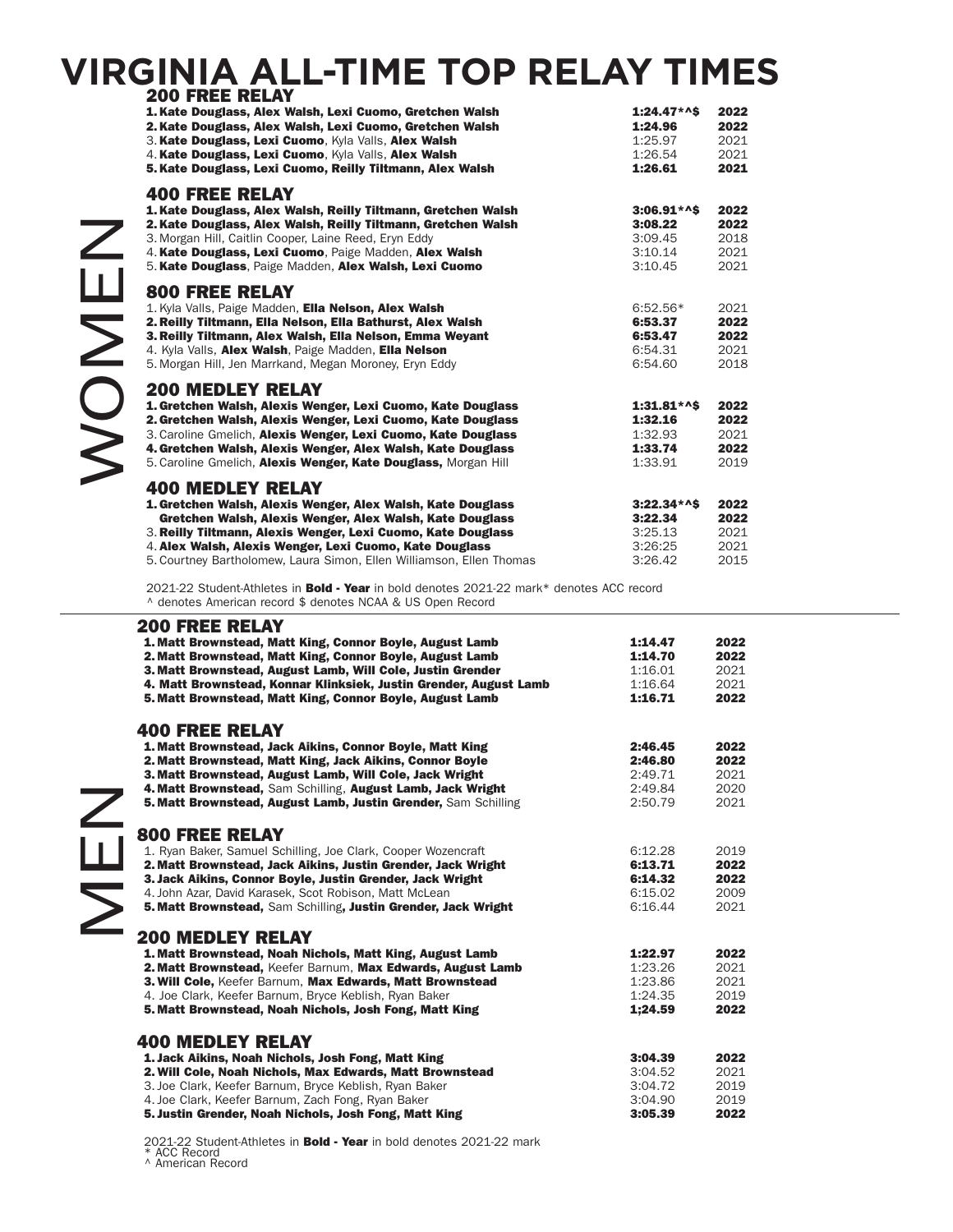# VIRGINIA ALL-TIME TOP RELAY TIMES

## WOMEN

### 200 FREE RELAY

| | | |
|---|---|---|
| **1. Kate Douglass, Alex Walsh, Lexi Cuomo, Gretchen Walsh** | **1:24.47*^$** | **2022** |
| **2. Kate Douglass, Alex Walsh, Lexi Cuomo, Gretchen Walsh** | **1:24.96** | **2022** |
| 3. **Kate Douglass, Lexi Cuomo**, Kyla Valls, **Alex Walsh** | 1:25.97 | 2021 |
| 4. **Kate Douglass, Lexi Cuomo**, Kyla Valls, **Alex Walsh** | 1:26.54 | 2021 |
| **5. Kate Douglass, Lexi Cuomo, Reilly Tiltmann, Alex Walsh** | **1:26.61** | **2021** |

### 400 FREE RELAY

| | | |
|---|---|---|
| **1. Kate Douglass, Alex Walsh, Reilly Tiltmann, Gretchen Walsh** | **3:06.91*^$** | **2022** |
| **2. Kate Douglass, Alex Walsh, Reilly Tiltmann, Gretchen Walsh** | **3:08.22** | **2022** |
| 3. Morgan Hill, Caitlin Cooper, Laine Reed, Eryn Eddy | 3:09.45 | 2018 |
| 4. **Kate Douglass, Lexi Cuomo**, Paige Madden, **Alex Walsh** | 3:10.14 | 2021 |
| 5. **Kate Douglass**, Paige Madden, **Alex Walsh, Lexi Cuomo** | 3:10.45 | 2021 |

### 800 FREE RELAY

| | | |
|---|---|---|
| 1. Kyla Valls, Paige Madden, **Ella Nelson, Alex Walsh** | 6:52.56* | 2021 |
| **2. Reilly Tiltmann, Ella Nelson, Ella Bathurst, Alex Walsh** | **6:53.37** | **2022** |
| **3. Reilly Tiltmann, Alex Walsh, Ella Nelson, Emma Weyant** | **6:53.47** | **2022** |
| 4. Kyla Valls, **Alex Walsh**, Paige Madden, **Ella Nelson** | 6:54.31 | 2021 |
| 5. Morgan Hill, Jen Marrkand, Megan Moroney, Eryn Eddy | 6:54.60 | 2018 |

### 200 MEDLEY RELAY

| | | |
|---|---|---|
| **1. Gretchen Walsh, Alexis Wenger, Lexi Cuomo, Kate Douglass** | **1:31.81*^$** | **2022** |
| **2. Gretchen Walsh, Alexis Wenger, Lexi Cuomo, Kate Douglass** | **1:32.16** | **2022** |
| 3. Caroline Gmelich, **Alexis Wenger, Lexi Cuomo, Kate Douglass** | 1:32.93 | 2021 |
| **4. Gretchen Walsh, Alexis Wenger, Alex Walsh, Kate Douglass** | **1:33.74** | **2022** |
| 5. Caroline Gmelich, **Alexis Wenger, Kate Douglass,** Morgan Hill | 1:33.91 | 2019 |

### 400 MEDLEY RELAY

| | | |
|---|---|---|
| **1. Gretchen Walsh, Alexis Wenger, Alex Walsh, Kate Douglass** | **3:22.34*^$** | **2022** |
| **Gretchen Walsh, Alexis Wenger, Alex Walsh, Kate Douglass** | **3:22.34** | **2022** |
| 3. **Reilly Tiltmann, Alexis Wenger, Lexi Cuomo, Kate Douglass** | 3:25.13 | 2021 |
| 4. **Alex Walsh, Alexis Wenger, Lexi Cuomo, Kate Douglass** | 3:26:25 | 2021 |
| 5. Courtney Bartholomew, Laura Simon, Ellen Williamson, Ellen Thomas | 3:26.42 | 2015 |

2021-22 Student-Athletes in **Bold - Year** in bold denotes 2021-22 mark* denotes ACC record
^ denotes American record $ denotes NCAA & US Open Record

## MEN

### 200 FREE RELAY

| | | |
|---|---|---|
| **1. Matt Brownstead, Matt King, Connor Boyle, August Lamb** | **1:14.47** | **2022** |
| **2. Matt Brownstead, Matt King, Connor Boyle, August Lamb** | **1:14.70** | **2022** |
| **3. Matt Brownstead, August Lamb, Will Cole, Justin Grender** | 1:16.01 | 2021 |
| **4. Matt Brownstead, Konnar Klinksiek, Justin Grender, August Lamb** | 1:16.64 | 2021 |
| **5. Matt Brownstead, Matt King, Connor Boyle, August Lamb** | **1:16.71** | **2022** |

### 400 FREE RELAY

| | | |
|---|---|---|
| **1. Matt Brownstead, Jack Aikins, Connor Boyle, Matt King** | **2:46.45** | **2022** |
| **2. Matt Brownstead, Matt King, Jack Aikins, Connor Boyle** | **2:46.80** | **2022** |
| **3. Matt Brownstead, August Lamb, Will Cole, Jack Wright** | 2:49.71 | 2021 |
| **4. Matt Brownstead,** Sam Schilling, **August Lamb, Jack Wright** | 2:49.84 | 2020 |
| **5. Matt Brownstead, August Lamb, Justin Grender,** Sam Schilling | 2:50.79 | 2021 |

### 800 FREE RELAY

| | | |
|---|---|---|
| 1. Ryan Baker, Samuel Schilling, Joe Clark, Cooper Wozencraft | 6:12.28 | 2019 |
| **2. Matt Brownstead, Jack Aikins, Justin Grender, Jack Wright** | **6:13.71** | **2022** |
| **3. Jack Aikins, Connor Boyle, Justin Grender, Jack Wright** | **6:14.32** | **2022** |
| 4. John Azar, David Karasek, Scot Robison, Matt McLean | 6:15.02 | 2009 |
| **5. Matt Brownstead,** Sam Schilling**, Justin Grender, Jack Wright** | 6:16.44 | 2021 |

### 200 MEDLEY RELAY

| | | |
|---|---|---|
| **1. Matt Brownstead, Noah Nichols, Matt King, August Lamb** | **1:22.97** | **2022** |
| **2. Matt Brownstead,** Keefer Barnum, **Max Edwards, August Lamb** | 1:23.26 | 2021 |
| **3. Will Cole,** Keefer Barnum, **Max Edwards, Matt Brownstead** | 1:23.86 | 2021 |
| 4. Joe Clark, Keefer Barnum, Bryce Keblish, Ryan Baker | 1:24.35 | 2019 |
| **5. Matt Brownstead, Noah Nichols, Josh Fong, Matt King** | **1;24.59** | **2022** |

### 400 MEDLEY RELAY

| | | |
|---|---|---|
| **1. Jack Aikins, Noah Nichols, Josh Fong, Matt King** | **3:04.39** | **2022** |
| **2. Will Cole, Noah Nichols, Max Edwards, Matt Brownstead** | 3:04.52 | 2021 |
| 3. Joe Clark, Keefer Barnum, Bryce Keblish, Ryan Baker | 3:04.72 | 2019 |
| 4. Joe Clark, Keefer Barnum, Zach Fong, Ryan Baker | 3:04.90 | 2019 |
| **5. Justin Grender, Noah Nichols, Josh Fong, Matt King** | **3:05.39** | **2022** |

2021-22 Student-Athletes in **Bold - Year** in bold denotes 2021-22 mark
* ACC Record
^ American Record